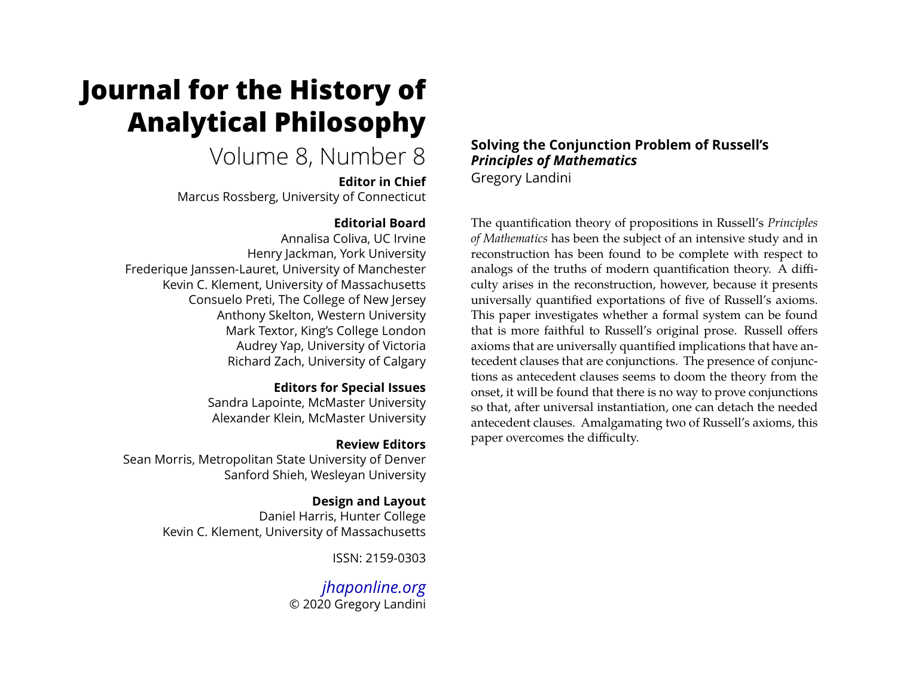# Journal for the History of Analytical Philosophy

Volume 8, Number 8

**Editor in Chief**
Marcus Rossberg, University of Connecticut

**Editorial Board**
Annalisa Coliva, UC Irvine
Henry Jackman, York University
Frederique Janssen-Lauret, University of Manchester
Kevin C. Klement, University of Massachusetts
Consuelo Preti, The College of New Jersey
Anthony Skelton, Western University
Mark Textor, King's College London
Audrey Yap, University of Victoria
Richard Zach, University of Calgary

**Editors for Special Issues**
Sandra Lapointe, McMaster University
Alexander Klein, McMaster University

**Review Editors**
Sean Morris, Metropolitan State University of Denver
Sanford Shieh, Wesleyan University

**Design and Layout**
Daniel Harris, Hunter College
Kevin C. Klement, University of Massachusetts

ISSN: 2159-0303

*jhaponline.org*
© 2020 Gregory Landini

## Solving the Conjunction Problem of Russell's *Principles of Mathematics*

Gregory Landini

The quantification theory of propositions in Russell's *Principles of Mathematics* has been the subject of an intensive study and in reconstruction has been found to be complete with respect to analogs of the truths of modern quantification theory. A difficulty arises in the reconstruction, however, because it presents universally quantified exportations of five of Russell's axioms. This paper investigates whether a formal system can be found that is more faithful to Russell's original prose. Russell offers axioms that are universally quantified implications that have antecedent clauses that are conjunctions. The presence of conjunctions as antecedent clauses seems to doom the theory from the onset, it will be found that there is no way to prove conjunctions so that, after universal instantiation, one can detach the needed antecedent clauses. Amalgamating two of Russell's axioms, this paper overcomes the difficulty.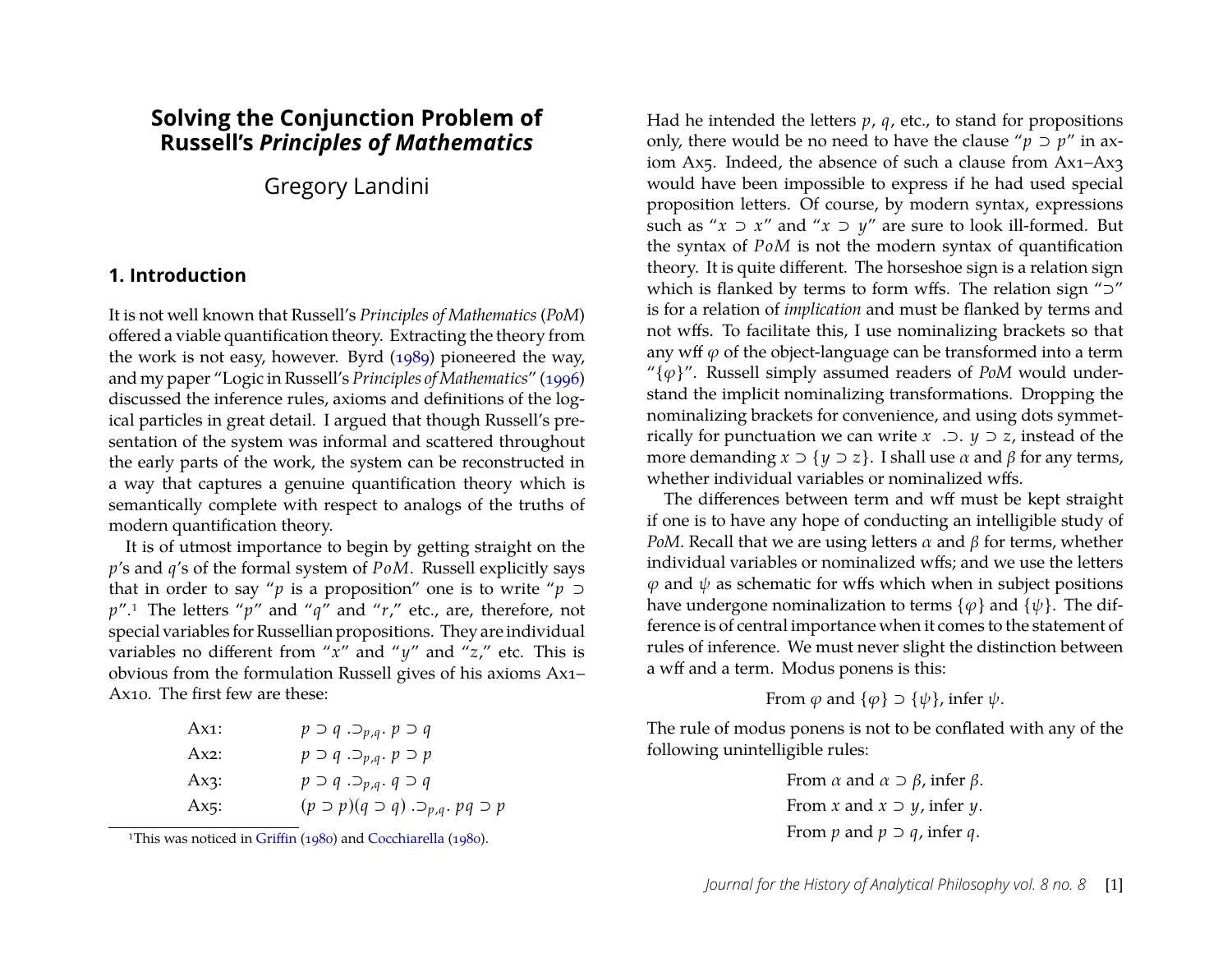# Solving the Conjunction Problem of Russell's *Principles of Mathematics*

Gregory Landini

## 1. Introduction

It is not well known that Russell's *Principles of Mathematics* (*PoM*) offered a viable quantification theory. Extracting the theory from the work is not easy, however. Byrd (1989) pioneered the way, and my paper "Logic in Russell's *Principles of Mathematics*" (1996) discussed the inference rules, axioms and definitions of the logical particles in great detail. I argued that though Russell's presentation of the system was informal and scattered throughout the early parts of the work, the system can be reconstructed in a way that captures a genuine quantification theory which is semantically complete with respect to analogs of the truths of modern quantification theory.

It is of utmost importance to begin by getting straight on the $p$'s and $q$'s of the formal system of $PoM$. Russell explicitly says that in order to say "$p$ is a proposition" one is to write "$p \supset p$".[1] The letters "$p$" and "$q$" and "$r$," etc., are, therefore, not special variables for Russellian propositions. They are individual variables no different from "$x$" and "$y$" and "$z$," etc. This is obvious from the formulation Russell gives of his axioms Ax1–Ax10. The first few are these:

| | |
|---|---|
| Ax1: | $p \supset q \;.\!\supset_{p,q}.\; p \supset q$ |
| Ax2: | $p \supset q \;.\!\supset_{p,q}.\; p \supset p$ |
| Ax3: | $p \supset q \;.\!\supset_{p,q}.\; q \supset q$ |
| Ax5: | $(p \supset p)(q \supset q) \;.\!\supset_{p,q}.\; pq \supset p$ |

[1] This was noticed in Griffin (1980) and Cocchiarella (1980).

Had he intended the letters $p$, $q$, etc., to stand for propositions only, there would be no need to have the clause "$p \supset p$" in axiom Ax5. Indeed, the absence of such a clause from Ax1–Ax3 would have been impossible to express if he had used special proposition letters. Of course, by modern syntax, expressions such as "$x \supset x$" and "$x \supset y$" are sure to look ill-formed. But the syntax of $PoM$ is not the modern syntax of quantification theory. It is quite different. The horseshoe sign is a relation sign which is flanked by terms to form wffs. The relation sign "$\supset$" is for a relation of *implication* and must be flanked by terms and not wffs. To facilitate this, I use nominalizing brackets so that any wff $\varphi$ of the object-language can be transformed into a term "$\{\varphi\}$". Russell simply assumed readers of *PoM* would understand the implicit nominalizing transformations. Dropping the nominalizing brackets for convenience, and using dots symmetrically for punctuation we can write $x \;.\!\supset\!.\; y \supset z$, instead of the more demanding $x \supset \{y \supset z\}$. I shall use $\alpha$ and $\beta$ for any terms, whether individual variables or nominalized wffs.

The differences between term and wff must be kept straight if one is to have any hope of conducting an intelligible study of *PoM*. Recall that we are using letters $\alpha$ and $\beta$ for terms, whether individual variables or nominalized wffs; and we use the letters $\varphi$ and $\psi$ as schematic for wffs which when in subject positions have undergone nominalization to terms $\{\varphi\}$ and $\{\psi\}$. The difference is of central importance when it comes to the statement of rules of inference. We must never slight the distinction between a wff and a term. Modus ponens is this:

From $\varphi$ and $\{\varphi\} \supset \{\psi\}$, infer $\psi$.

The rule of modus ponens is not to be conflated with any of the following unintelligible rules:

From $\alpha$ and $\alpha \supset \beta$, infer $\beta$.
From $x$ and $x \supset y$, infer $y$.
From $p$ and $p \supset q$, infer $q$.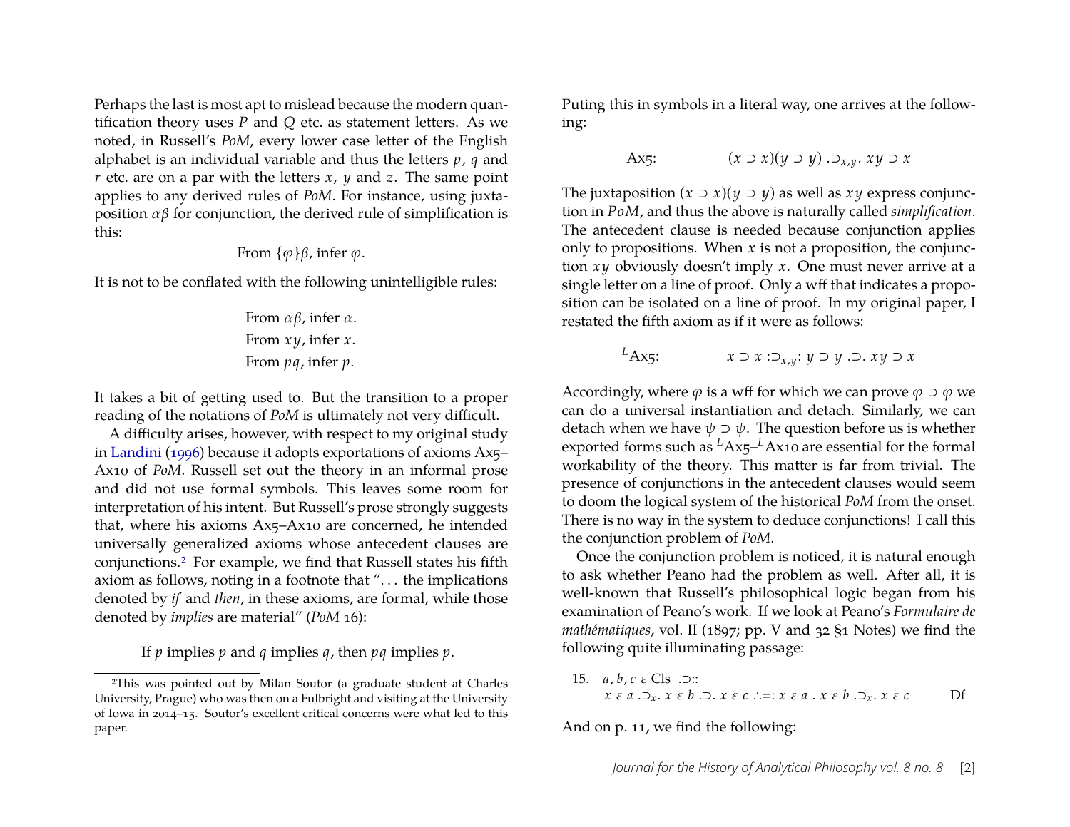Perhaps the last is most apt to mislead because the modern quantification theory uses $P$ and $Q$ etc. as statement letters. As we noted, in Russell's *PoM*, every lower case letter of the English alphabet is an individual variable and thus the letters $p$, $q$ and $r$ etc. are on a par with the letters $x$, $y$ and $z$. The same point applies to any derived rules of *PoM*. For instance, using juxtaposition $\alpha\beta$ for conjunction, the derived rule of simplification is this:

From $\{\varphi\}\beta$, infer $\varphi$.

It is not to be conflated with the following unintelligible rules:

From $\alpha\beta$, infer $\alpha$.
From $xy$, infer $x$.
From $pq$, infer $p$.

It takes a bit of getting used to. But the transition to a proper reading of the notations of *PoM* is ultimately not very difficult.

A difficulty arises, however, with respect to my original study in Landini (1996) because it adopts exportations of axioms Ax5–Ax10 of *PoM*. Russell set out the theory in an informal prose and did not use formal symbols. This leaves some room for interpretation of his intent. But Russell's prose strongly suggests that, where his axioms Ax5–Ax10 are concerned, he intended universally generalized axioms whose antecedent clauses are conjunctions.[2] For example, we find that Russell states his fifth axiom as follows, noting in a footnote that ". . . the implications denoted by *if* and *then*, in these axioms, are formal, while those denoted by *implies* are material" (*PoM* 16):

If $p$ implies $p$ and $q$ implies $q$, then $pq$ implies $p$.

Puting this in symbols in a literal way, one arrives at the following:

$$\text{Ax5:} \qquad (x \supset x)(y \supset y) \,.\!\supset_{x,y}\!.\, xy \supset x$$

The juxtaposition $(x \supset x)(y \supset y)$ as well as $xy$ express conjunction in $PoM$, and thus the above is naturally called *simplification*. The antecedent clause is needed because conjunction applies only to propositions. When $x$ is not a proposition, the conjunction $xy$ obviously doesn't imply $x$. One must never arrive at a single letter on a line of proof. Only a wff that indicates a proposition can be isolated on a line of proof. In my original paper, I restated the fifth axiom as if it were as follows:

$$^{L}\text{Ax5:} \qquad x \supset x \,:\!\supset_{x,y}\!:\, y \supset y \,.\!\supset\!.\, xy \supset x$$

Accordingly, where $\varphi$ is a wff for which we can prove $\varphi \supset \varphi$ we can do a universal instantiation and detach. Similarly, we can detach when we have $\psi \supset \psi$. The question before us is whether exported forms such as $^{L}$Ax5–$^{L}$Ax10 are essential for the formal workability of the theory. This matter is far from trivial. The presence of conjunctions in the antecedent clauses would seem to doom the logical system of the historical *PoM* from the onset. There is no way in the system to deduce conjunctions! I call this the conjunction problem of *PoM*.

Once the conjunction problem is noticed, it is natural enough to ask whether Peano had the problem as well. After all, it is well-known that Russell's philosophical logic began from his examination of Peano's work. If we look at Peano's *Formulaire de mathématiques*, vol. II (1897; pp. V and 32 §1 Notes) we find the following quite illuminating passage:

15. $a, b, c \;\varepsilon\; \text{Cls} \;.\!\supset\!::$
$$x \;\varepsilon\; a \,.\!\supset_x\!.\, x \;\varepsilon\; b \,.\!\supset\!.\, x \;\varepsilon\; c \;\therefore\!=\!:\; x \;\varepsilon\; a \,.\, x \;\varepsilon\; b \,.\!\supset_x\!.\, x \;\varepsilon\; c \qquad \text{Df}$$

And on p. 11, we find the following:

[2]This was pointed out by Milan Soutor (a graduate student at Charles University, Prague) who was then on a Fulbright and visiting at the University of Iowa in 2014–15. Soutor's excellent critical concerns were what led to this paper.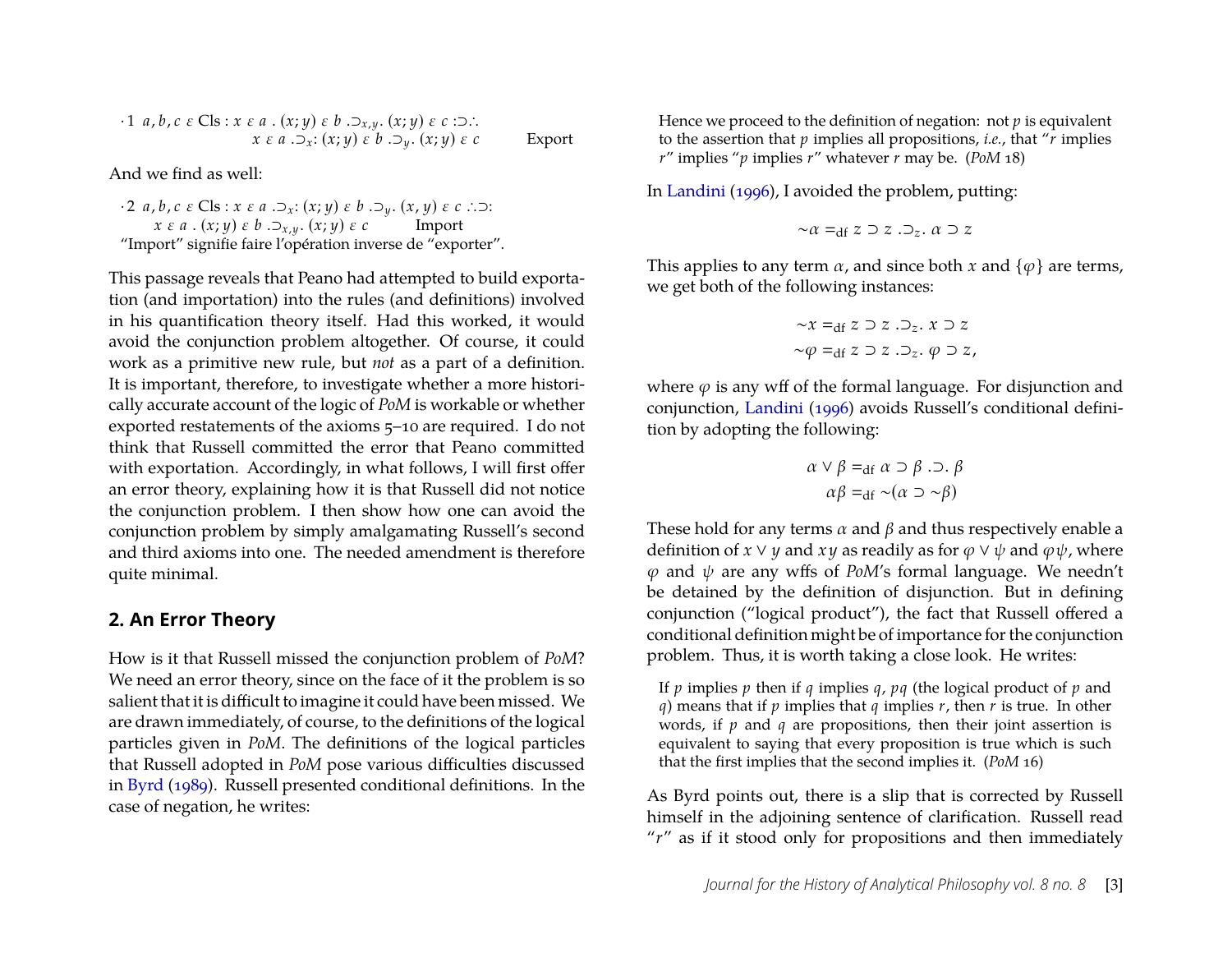$$\cdot 1 \;\; a, b, c \;\varepsilon\; \text{Cls} : x \;\varepsilon\; a \;.\; (x; y) \;\varepsilon\; b \;.\!\supset_{x,y}.\; (x; y) \;\varepsilon\; c \;:\supset\therefore$$
$$x \;\varepsilon\; a \;.\!\supset_x\!: (x; y) \;\varepsilon\; b \;.\!\supset_y.\; (x; y) \;\varepsilon\; c \qquad \text{Export}$$

And we find as well:

$$\cdot 2 \;\; a, b, c \;\varepsilon\; \text{Cls} : x \;\varepsilon\; a \;.\!\supset_x\!: (x; y) \;\varepsilon\; b \;.\!\supset_y.\; (x, y) \;\varepsilon\; c \;\therefore\!\supset\!:$$
$$x \;\varepsilon\; a \;.\; (x; y) \;\varepsilon\; b \;.\!\supset_{x,y}.\; (x; y) \;\varepsilon\; c \qquad \text{Import}$$

"Import" signifie faire l'opération inverse de "exporter".

This passage reveals that Peano had attempted to build exportation (and importation) into the rules (and definitions) involved in his quantification theory itself. Had this worked, it would avoid the conjunction problem altogether. Of course, it could work as a primitive new rule, but *not* as a part of a definition. It is important, therefore, to investigate whether a more historically accurate account of the logic of *PoM* is workable or whether exported restatements of the axioms 5–10 are required. I do not think that Russell committed the error that Peano committed with exportation. Accordingly, in what follows, I will first offer an error theory, explaining how it is that Russell did not notice the conjunction problem. I then show how one can avoid the conjunction problem by simply amalgamating Russell's second and third axioms into one. The needed amendment is therefore quite minimal.

## 2. An Error Theory

How is it that Russell missed the conjunction problem of *PoM*? We need an error theory, since on the face of it the problem is so salient that it is difficult to imagine it could have been missed. We are drawn immediately, of course, to the definitions of the logical particles given in *PoM*. The definitions of the logical particles that Russell adopted in *PoM* pose various difficulties discussed in Byrd (1989). Russell presented conditional definitions. In the case of negation, he writes:

> Hence we proceed to the definition of negation: not $p$ is equivalent to the assertion that $p$ implies all propositions, *i.e.*, that "$r$ implies $r$" implies "$p$ implies $r$" whatever $r$ may be. (*PoM* 18)

In Landini (1996), I avoided the problem, putting:

$$\sim\alpha =_{\text{df}} z \supset z \;.\!\supset_z.\; \alpha \supset z$$

This applies to any term $\alpha$, and since both $x$ and $\{\varphi\}$ are terms, we get both of the following instances:

$$\sim x =_{\text{df}} z \supset z \;.\!\supset_z.\; x \supset z$$
$$\sim\varphi =_{\text{df}} z \supset z \;.\!\supset_z.\; \varphi \supset z,$$

where $\varphi$ is any wff of the formal language. For disjunction and conjunction, Landini (1996) avoids Russell's conditional definition by adopting the following:

$$\alpha \vee \beta =_{\text{df}} \alpha \supset \beta \;.\!\supset.\; \beta$$
$$\alpha\beta =_{\text{df}} \sim(\alpha \supset \sim\beta)$$

These hold for any terms $\alpha$ and $\beta$ and thus respectively enable a definition of $x \vee y$ and $xy$ as readily as for $\varphi \vee \psi$ and $\varphi\psi$, where $\varphi$ and $\psi$ are any wffs of *PoM*'s formal language. We needn't be detained by the definition of disjunction. But in defining conjunction ("logical product"), the fact that Russell offered a conditional definition might be of importance for the conjunction problem. Thus, it is worth taking a close look. He writes:

> If $p$ implies $p$ then if $q$ implies $q$, $pq$ (the logical product of $p$ and $q$) means that if $p$ implies that $q$ implies $r$, then $r$ is true. In other words, if $p$ and $q$ are propositions, then their joint assertion is equivalent to saying that every proposition is true which is such that the first implies that the second implies it. (*PoM* 16)

As Byrd points out, there is a slip that is corrected by Russell himself in the adjoining sentence of clarification. Russell read "$r$" as if it stood only for propositions and then immediately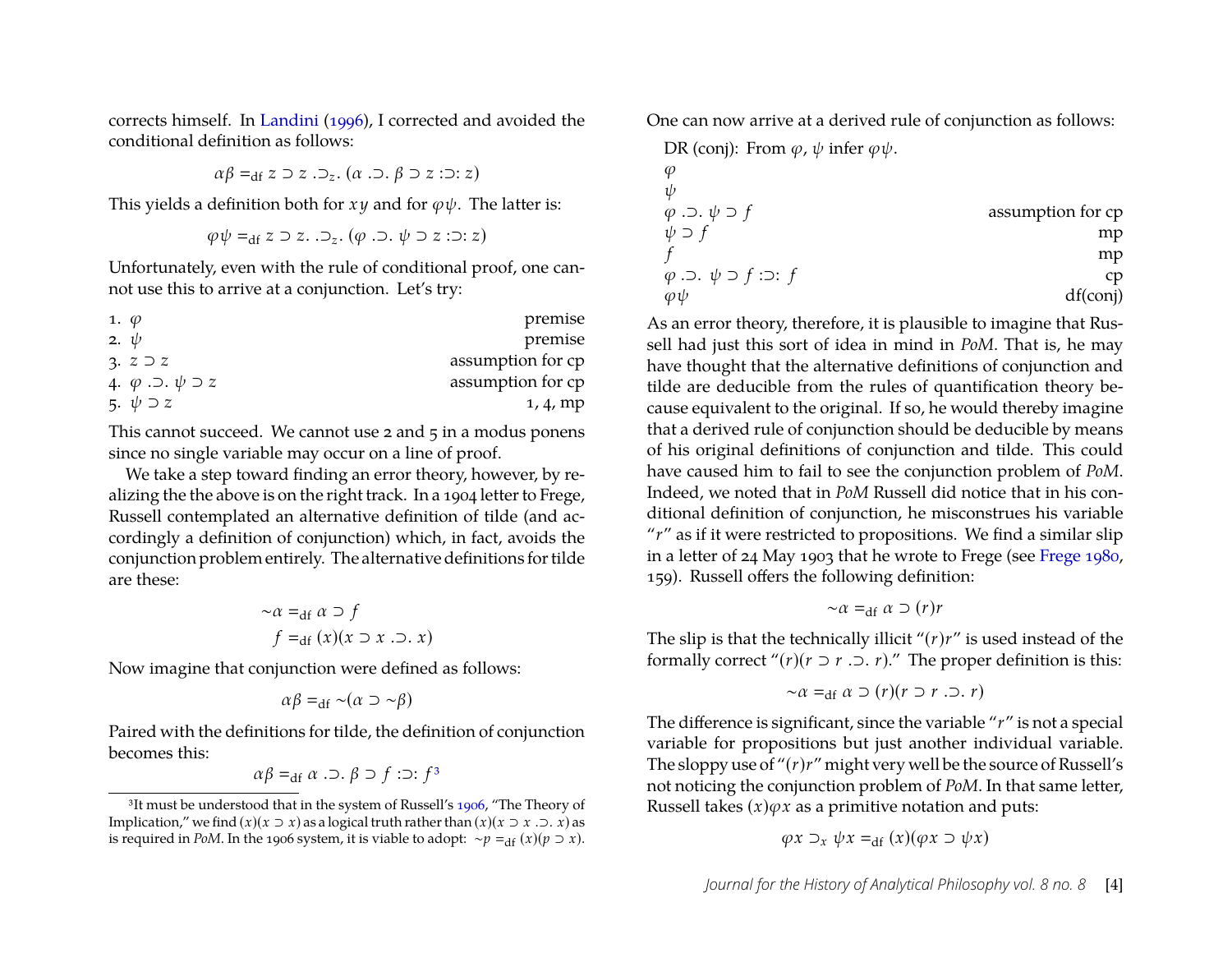corrects himself. In Landini (1996), I corrected and avoided the conditional definition as follows:

$$\alpha\beta =_{\text{df}} z \supset z \,.\!\supset_z\!. \,(\alpha \,.\!\supset\!.\, \beta \supset z \,:\!\supset\!:\, z)$$

This yields a definition both for $xy$ and for $\varphi\psi$. The latter is:

$$\varphi\psi =_{\text{df}} z \supset z. \,.\!\supset_z\!. \,(\varphi \,.\!\supset\!.\, \psi \supset z \,:\!\supset\!:\, z)$$

Unfortunately, even with the rule of conditional proof, one cannot use this to arrive at a conjunction. Let's try:

| | |
|---|---|
| 1. $\varphi$ | premise |
| 2. $\psi$ | premise |
| 3. $z \supset z$ | assumption for cp |
| 4. $\varphi \,.\!\supset\!.\, \psi \supset z$ | assumption for cp |
| 5. $\psi \supset z$ | 1, 4, mp |

This cannot succeed. We cannot use 2 and 5 in a modus ponens since no single variable may occur on a line of proof.

We take a step toward finding an error theory, however, by realizing the the above is on the right track. In a 1904 letter to Frege, Russell contemplated an alternative definition of tilde (and accordingly a definition of conjunction) which, in fact, avoids the conjunction problem entirely. The alternative definitions for tilde are these:

$$\sim\!\alpha =_{\text{df}} \alpha \supset f$$
$$f =_{\text{df}} (x)(x \supset x \,.\!\supset\!.\, x)$$

Now imagine that conjunction were defined as follows:

$$\alpha\beta =_{\text{df}} \sim\!(\alpha \supset \sim\!\beta)$$

Paired with the definitions for tilde, the definition of conjunction becomes this:

$$\alpha\beta =_{\text{df}} \alpha \,.\!\supset\!.\, \beta \supset f \,:\!\supset\!:\, f$$ [3]

[3] It must be understood that in the system of Russell's 1906, "The Theory of Implication," we find $(x)(x \supset x)$ as a logical truth rather than $(x)(x \supset x \,.\!\supset\!.\, x)$ as is required in *PoM*. In the 1906 system, it is viable to adopt: $\sim\!p =_{\text{df}} (x)(p \supset x)$.

One can now arrive at a derived rule of conjunction as follows:

DR (conj): From $\varphi$, $\psi$ infer $\varphi\psi$.

| | |
|---|---|
| $\varphi$ | |
| $\psi$ | |
| $\varphi \,.\!\supset\!.\, \psi \supset f$ | assumption for cp |
| $\psi \supset f$ | mp |
| $f$ | mp |
| $\varphi \,.\!\supset\!.\, \psi \supset f \,:\!\supset\!:\, f$ | cp |
| $\varphi\psi$ | df(conj) |

As an error theory, therefore, it is plausible to imagine that Russell had just this sort of idea in mind in *PoM*. That is, he may have thought that the alternative definitions of conjunction and tilde are deducible from the rules of quantification theory because equivalent to the original. If so, he would thereby imagine that a derived rule of conjunction should be deducible by means of his original definitions of conjunction and tilde. This could have caused him to fail to see the conjunction problem of *PoM*. Indeed, we noted that in *PoM* Russell did notice that in his conditional definition of conjunction, he misconstrues his variable "$r$" as if it were restricted to propositions. We find a similar slip in a letter of 24 May 1903 that he wrote to Frege (see Frege 1980, 159). Russell offers the following definition:

$$\sim\!\alpha =_{\text{df}} \alpha \supset (r)r$$

The slip is that the technically illicit "$(r)r$" is used instead of the formally correct "$(r)(r \supset r \,.\!\supset\!.\, r)$." The proper definition is this:

$$\sim\!\alpha =_{\text{df}} \alpha \supset (r)(r \supset r \,.\!\supset\!.\, r)$$

The difference is significant, since the variable "$r$" is not a special variable for propositions but just another individual variable. The sloppy use of "$(r)r$" might very well be the source of Russell's not noticing the conjunction problem of *PoM*. In that same letter, Russell takes $(x)\varphi x$ as a primitive notation and puts:

$$\varphi x \supset_x \psi x =_{\text{df}} (x)(\varphi x \supset \psi x)$$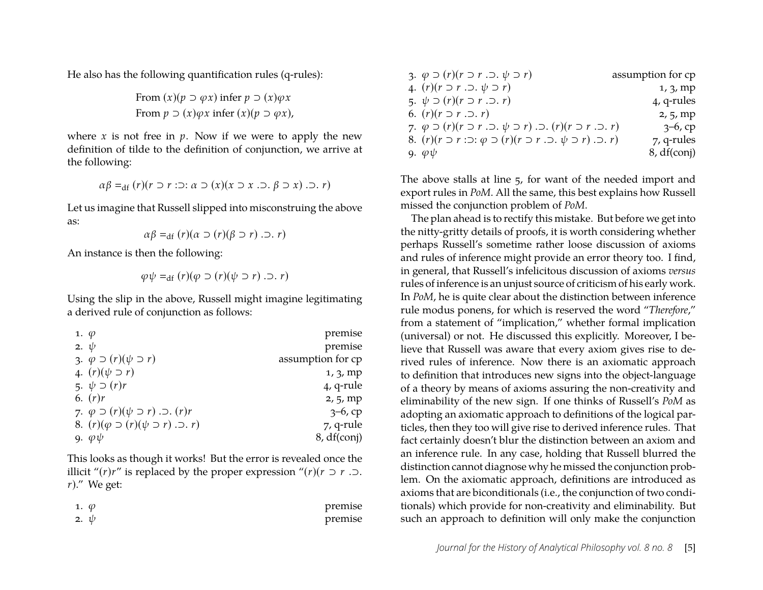He also has the following quantification rules (q-rules):

From $(x)(p \supset \varphi x)$ infer $p \supset (x)\varphi x$
From $p \supset (x)\varphi x$ infer $(x)(p \supset \varphi x)$,

where $x$ is not free in $p$. Now if we were to apply the new definition of tilde to the definition of conjunction, we arrive at the following:

$$\alpha\beta =_{\text{df}} (r)(r \supset r :\supset: \alpha \supset (x)(x \supset x .\supset. \beta \supset x) .\supset. r)$$

Let us imagine that Russell slipped into misconstruing the above as:

$$\alpha\beta =_{\text{df}} (r)(\alpha \supset (r)(\beta \supset r) .\supset. r)$$

An instance is then the following:

$$\varphi\psi =_{\text{df}} (r)(\varphi \supset (r)(\psi \supset r) .\supset. r)$$

Using the slip in the above, Russell might imagine legitimating a derived rule of conjunction as follows:

| | |
|---|---|
| 1. $\varphi$ | premise |
| 2. $\psi$ | premise |
| 3. $\varphi \supset (r)(\psi \supset r)$ | assumption for cp |
| 4. $(r)(\psi \supset r)$ | 1, 3, mp |
| 5. $\psi \supset (r)r$ | 4, q-rule |
| 6. $(r)r$ | 2, 5, mp |
| 7. $\varphi \supset (r)(\psi \supset r) .\supset. (r)r$ | 3–6, cp |
| 8. $(r)(\varphi \supset (r)(\psi \supset r) .\supset. r)$ | 7, q-rule |
| 9. $\varphi\psi$ | 8, df(conj) |

This looks as though it works! But the error is revealed once the illicit "$(r)r$" is replaced by the proper expression "$(r)(r \supset r .\supset. r)$." We get:

| | |
|---|---|
| 1. $\varphi$ | premise |
| 2. $\psi$ | premise |
| 3. $\varphi \supset (r)(r \supset r .\supset. \psi \supset r)$ | assumption for cp |
| 4. $(r)(r \supset r .\supset. \psi \supset r)$ | 1, 3, mp |
| 5. $\psi \supset (r)(r \supset r .\supset. r)$ | 4, q-rules |
| 6. $(r)(r \supset r .\supset. r)$ | 2, 5, mp |
| 7. $\varphi \supset (r)(r \supset r .\supset. \psi \supset r) .\supset. (r)(r \supset r .\supset. r)$ | 3–6, cp |
| 8. $(r)(r \supset r :\supset: \varphi \supset (r)(r \supset r .\supset. \psi \supset r) .\supset. r)$ | 7, q-rules |
| 9. $\varphi\psi$ | 8, df(conj) |

The above stalls at line 5, for want of the needed import and export rules in *PoM*. All the same, this best explains how Russell missed the conjunction problem of *PoM*.

The plan ahead is to rectify this mistake. But before we get into the nitty-gritty details of proofs, it is worth considering whether perhaps Russell's sometime rather loose discussion of axioms and rules of inference might provide an error theory too. I find, in general, that Russell's infelicitous discussion of axioms *versus* rules of inference is an unjust source of criticism of his early work. In *PoM*, he is quite clear about the distinction between inference rule modus ponens, for which is reserved the word "*Therefore*," from a statement of "implication," whether formal implication (universal) or not. He discussed this explicitly. Moreover, I believe that Russell was aware that every axiom gives rise to derived rules of inference. Now there is an axiomatic approach to definition that introduces new signs into the object-language of a theory by means of axioms assuring the non-creativity and eliminability of the new sign. If one thinks of Russell's *PoM* as adopting an axiomatic approach to definitions of the logical particles, then they too will give rise to derived inference rules. That fact certainly doesn't blur the distinction between an axiom and an inference rule. In any case, holding that Russell blurred the distinction cannot diagnose why he missed the conjunction problem. On the axiomatic approach, definitions are introduced as axioms that are biconditionals (i.e., the conjunction of two conditionals) which provide for non-creativity and eliminability. But such an approach to definition will only make the conjunction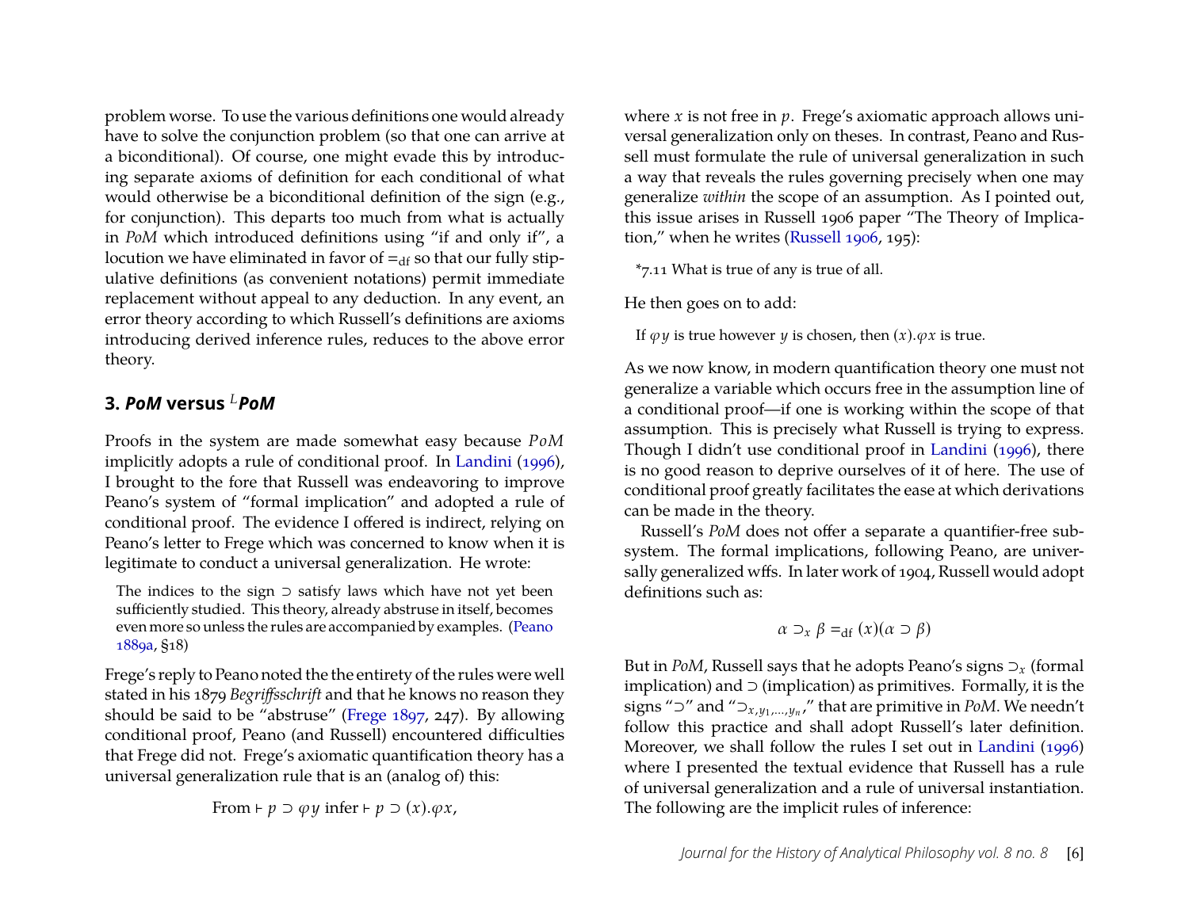problem worse. To use the various definitions one would already have to solve the conjunction problem (so that one can arrive at a biconditional). Of course, one might evade this by introducing separate axioms of definition for each conditional of what would otherwise be a biconditional definition of the sign (e.g., for conjunction). This departs too much from what is actually in *PoM* which introduced definitions using "if and only if", a locution we have eliminated in favor of $=_{\text{df}}$ so that our fully stipulative definitions (as convenient notations) permit immediate replacement without appeal to any deduction. In any event, an error theory according to which Russell's definitions are axioms introducing derived inference rules, reduces to the above error theory.

## 3. *PoM* versus $^{L}$*PoM*

Proofs in the system are made somewhat easy because *PoM* implicitly adopts a rule of conditional proof. In Landini (1996), I brought to the fore that Russell was endeavoring to improve Peano's system of "formal implication" and adopted a rule of conditional proof. The evidence I offered is indirect, relying on Peano's letter to Frege which was concerned to know when it is legitimate to conduct a universal generalization. He wrote:

> The indices to the sign ⊃ satisfy laws which have not yet been sufficiently studied. This theory, already abstruse in itself, becomes even more so unless the rules are accompanied by examples. (Peano 1889a, §18)

Frege's reply to Peano noted the the entirety of the rules were well stated in his 1879 *Begriffsschrift* and that he knows no reason they should be said to be "abstruse" (Frege 1897, 247). By allowing conditional proof, Peano (and Russell) encountered difficulties that Frege did not. Frege's axiomatic quantification theory has a universal generalization rule that is an (analog of) this:

$$\text{From} \vdash p \supset \varphi y \text{ infer} \vdash p \supset (x).\varphi x,$$

where $x$ is not free in $p$. Frege's axiomatic approach allows universal generalization only on theses. In contrast, Peano and Russell must formulate the rule of universal generalization in such a way that reveals the rules governing precisely when one may generalize *within* the scope of an assumption. As I pointed out, this issue arises in Russell 1906 paper "The Theory of Implication," when he writes (Russell 1906, 195):

> *7.11 What is true of any is true of all.

He then goes on to add:

> If $\varphi y$ is true however $y$ is chosen, then $(x).\varphi x$ is true.

As we now know, in modern quantification theory one must not generalize a variable which occurs free in the assumption line of a conditional proof—if one is working within the scope of that assumption. This is precisely what Russell is trying to express. Though I didn't use conditional proof in Landini (1996), there is no good reason to deprive ourselves of it of here. The use of conditional proof greatly facilitates the ease at which derivations can be made in the theory.

Russell's *PoM* does not offer a separate a quantifier-free subsystem. The formal implications, following Peano, are universally generalized wffs. In later work of 1904, Russell would adopt definitions such as:

$$\alpha \supset_x \beta =_{\text{df}} (x)(\alpha \supset \beta)$$

But in *PoM*, Russell says that he adopts Peano's signs $\supset_x$ (formal implication) and ⊃ (implication) as primitives. Formally, it is the signs "⊃" and "$\supset_{x,y_1,\ldots,y_n}$," that are primitive in *PoM*. We needn't follow this practice and shall adopt Russell's later definition. Moreover, we shall follow the rules I set out in Landini (1996) where I presented the textual evidence that Russell has a rule of universal generalization and a rule of universal instantiation. The following are the implicit rules of inference: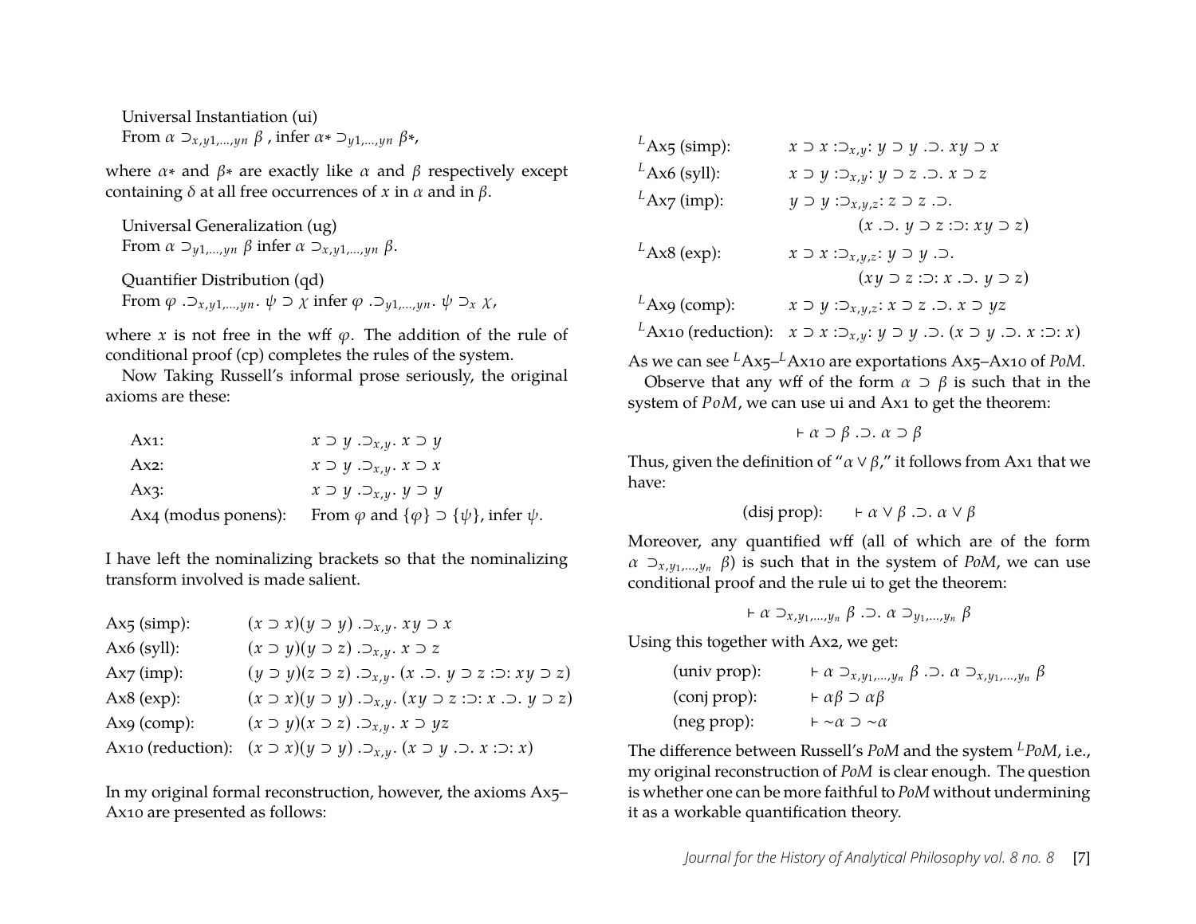Universal Instantiation (ui)
From $\alpha \supset_{x,y1,\ldots,yn} \beta$ , infer $\alpha{*} \supset_{y1,\ldots,yn} \beta{*}$,

where $\alpha{*}$ and $\beta{*}$ are exactly like $\alpha$ and $\beta$ respectively except containing $\delta$ at all free occurrences of $x$ in $\alpha$ and in $\beta$.

Universal Generalization (ug)
From $\alpha \supset_{y1,\ldots,yn} \beta$ infer $\alpha \supset_{x,y1,\ldots,yn} \beta$.

Quantifier Distribution (qd)
From $\varphi \;.\!\supset_{x,y1,\ldots,yn}\!. \;\psi \supset \chi$ infer $\varphi \;.\!\supset_{y1,\ldots,yn}\!. \;\psi \supset_x \chi$,

where $x$ is not free in the wff $\varphi$. The addition of the rule of conditional proof (cp) completes the rules of the system.

Now Taking Russell's informal prose seriously, the original axioms are these:

| | |
|---|---|
| Ax1: | $x \supset y \;.\!\supset_{x,y}\!. \;x \supset y$ |
| Ax2: | $x \supset y \;.\!\supset_{x,y}\!. \;x \supset x$ |
| Ax3: | $x \supset y \;.\!\supset_{x,y}\!. \;y \supset y$ |
| Ax4 (modus ponens): | From $\varphi$ and $\{\varphi\} \supset \{\psi\}$, infer $\psi$. |

I have left the nominalizing brackets so that the nominalizing transform involved is made salient.

| | |
|---|---|
| Ax5 (simp): | $(x \supset x)(y \supset y) \;.\!\supset_{x,y}\!. \;xy \supset x$ |
| Ax6 (syll): | $(x \supset y)(y \supset z) \;.\!\supset_{x,y}\!. \;x \supset z$ |
| Ax7 (imp): | $(y \supset y)(z \supset z) \;.\!\supset_{x,y}\!. \;(x \;.\!\supset\!. \;y \supset z :\supset: xy \supset z)$ |
| Ax8 (exp): | $(x \supset x)(y \supset y) \;.\!\supset_{x,y}\!. \;(xy \supset z :\supset: x \;.\!\supset\!. \;y \supset z)$ |
| Ax9 (comp): | $(x \supset y)(x \supset z) \;.\!\supset_{x,y}\!. \;x \supset yz$ |
| Ax10 (reduction): | $(x \supset x)(y \supset y) \;.\!\supset_{x,y}\!. \;(x \supset y \;.\!\supset\!. \;x :\supset: x)$ |

In my original formal reconstruction, however, the axioms Ax5–Ax10 are presented as follows:

| | |
|---|---|
| $^L$Ax5 (simp): | $x \supset x :\supset_{x,y}: y \supset y \;.\!\supset\!. \;xy \supset x$ |
| $^L$Ax6 (syll): | $x \supset y :\supset_{x,y}: y \supset z \;.\!\supset\!. \;x \supset z$ |
| $^L$Ax7 (imp): | $y \supset y :\supset_{x,y,z}: z \supset z \;.\!\supset\!.$ $(x \;.\!\supset\!. \;y \supset z :\supset: xy \supset z)$ |
| $^L$Ax8 (exp): | $x \supset x :\supset_{x,y,z}: y \supset y \;.\!\supset\!.$ $(xy \supset z :\supset: x \;.\!\supset\!. \;y \supset z)$ |
| $^L$Ax9 (comp): | $x \supset y :\supset_{x,y,z}: x \supset z \;.\!\supset\!. \;x \supset yz$ |
| $^L$Ax10 (reduction): | $x \supset x :\supset_{x,y}: y \supset y \;.\!\supset\!. \;(x \supset y \;.\!\supset\!. \;x :\supset: x)$ |

As we can see $^L$Ax5–$^L$Ax10 are exportations Ax5–Ax10 of *PoM*.

Observe that any wff of the form $\alpha \supset \beta$ is such that in the system of *PoM*, we can use ui and Ax1 to get the theorem:

$$\vdash \alpha \supset \beta \;.\!\supset\!. \;\alpha \supset \beta$$

Thus, given the definition of "$\alpha \vee \beta$," it follows from Ax1 that we have:

$$\text{(disj prop):} \quad \vdash \alpha \vee \beta \;.\!\supset\!. \;\alpha \vee \beta$$

Moreover, any quantified wff (all of which are of the form $\alpha \supset_{x,y_1,\ldots,y_n} \beta$) is such that in the system of *PoM*, we can use conditional proof and the rule ui to get the theorem:

$$\vdash \alpha \supset_{x,y_1,\ldots,y_n} \beta \;.\!\supset\!. \;\alpha \supset_{y_1,\ldots,y_n} \beta$$

Using this together with Ax2, we get:

| | |
|---|---|
| (univ prop): | $\vdash \alpha \supset_{x,y_1,\ldots,y_n} \beta \;.\!\supset\!. \;\alpha \supset_{x,y_1,\ldots,y_n} \beta$ |
| (conj prop): | $\vdash \alpha\beta \supset \alpha\beta$ |
| (neg prop): | $\vdash {\sim}\alpha \supset {\sim}\alpha$ |

The difference between Russell's *PoM* and the system $^L$*PoM*, i.e., my original reconstruction of *PoM* is clear enough. The question is whether one can be more faithful to *PoM* without undermining it as a workable quantification theory.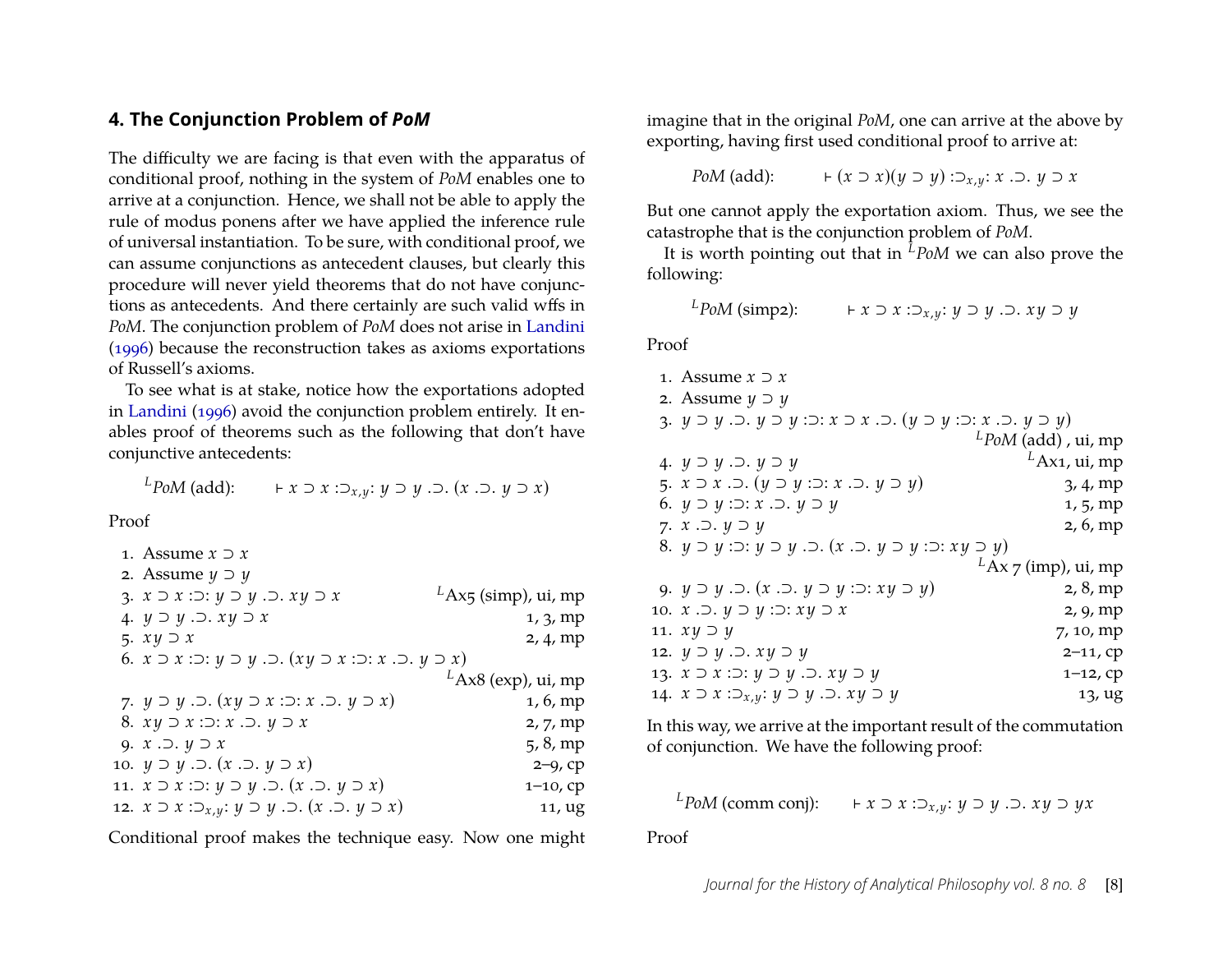## 4. The Conjunction Problem of *PoM*

The difficulty we are facing is that even with the apparatus of conditional proof, nothing in the system of *PoM* enables one to arrive at a conjunction. Hence, we shall not be able to apply the rule of modus ponens after we have applied the inference rule of universal instantiation. To be sure, with conditional proof, we can assume conjunctions as antecedent clauses, but clearly this procedure will never yield theorems that do not have conjunctions as antecedents. And there certainly are such valid wffs in *PoM*. The conjunction problem of *PoM* does not arise in Landini (1996) because the reconstruction takes as axioms exportations of Russell's axioms.

To see what is at stake, notice how the exportations adopted in Landini (1996) avoid the conjunction problem entirely. It enables proof of theorems such as the following that don't have conjunctive antecedents:

$^{L}$*PoM* (add): $\quad \vdash x \supset x :\supset_{x,y}: y \supset y .\supset. (x .\supset. y \supset x)$

Proof

1. Assume $x \supset x$
2. Assume $y \supset y$
3. $x \supset x :\supset: y \supset y .\supset. xy \supset x$ — $^{L}$Ax5 (simp), ui, mp
4. $y \supset y .\supset. xy \supset x$ — 1, 3, mp
5. $xy \supset x$ — 2, 4, mp
6. $x \supset x :\supset: y \supset y .\supset. (xy \supset x :\supset: x .\supset. y \supset x)$ — $^{L}$Ax8 (exp), ui, mp
7. $y \supset y .\supset. (xy \supset x :\supset: x .\supset. y \supset x)$ — 1, 6, mp
8. $xy \supset x :\supset: x .\supset. y \supset x$ — 2, 7, mp
9. $x .\supset. y \supset x$ — 5, 8, mp
10. $y \supset y .\supset. (x .\supset. y \supset x)$ — 2–9, cp
11. $x \supset x :\supset: y \supset y .\supset. (x .\supset. y \supset x)$ — 1–10, cp
12. $x \supset x :\supset_{x,y}: y \supset y .\supset. (x .\supset. y \supset x)$ — 11, ug

Conditional proof makes the technique easy. Now one might imagine that in the original *PoM*, one can arrive at the above by exporting, having first used conditional proof to arrive at:

*PoM* (add): $\quad \vdash (x \supset x)(y \supset y) :\supset_{x,y}: x .\supset. y \supset x$

But one cannot apply the exportation axiom. Thus, we see the catastrophe that is the conjunction problem of *PoM*.

It is worth pointing out that in $^{L}$*PoM* we can also prove the following:

$^{L}$*PoM* (simp2): $\quad \vdash x \supset x :\supset_{x,y}: y \supset y .\supset. xy \supset y$

Proof

1. Assume $x \supset x$
2. Assume $y \supset y$
3. $y \supset y .\supset. y \supset y :\supset: x \supset x .\supset. (y \supset y :\supset: x .\supset. y \supset y)$ — $^{L}$*PoM* (add), ui, mp
4. $y \supset y .\supset. y \supset y$ — $^{L}$Ax1, ui, mp
5. $x \supset x .\supset. (y \supset y :\supset: x .\supset. y \supset y)$ — 3, 4, mp
6. $y \supset y :\supset: x .\supset. y \supset y$ — 1, 5, mp
7. $x .\supset. y \supset y$ — 2, 6, mp
8. $y \supset y :\supset: y \supset y .\supset. (x .\supset. y \supset y :\supset: xy \supset y)$ — $^{L}$Ax 7 (imp), ui, mp
9. $y \supset y .\supset. (x .\supset. y \supset y :\supset: xy \supset y)$ — 2, 8, mp
10. $x .\supset. y \supset y :\supset: xy \supset x$ — 2, 9, mp
11. $xy \supset y$ — 7, 10, mp
12. $y \supset y .\supset. xy \supset y$ — 2–11, cp
13. $x \supset x :\supset: y \supset y .\supset. xy \supset y$ — 1–12, cp
14. $x \supset x :\supset_{x,y}: y \supset y .\supset. xy \supset y$ — 13, ug

In this way, we arrive at the important result of the commutation of conjunction. We have the following proof:

$^{L}$*PoM* (comm conj): $\quad \vdash x \supset x :\supset_{x,y}: y \supset y .\supset. xy \supset yx$

Proof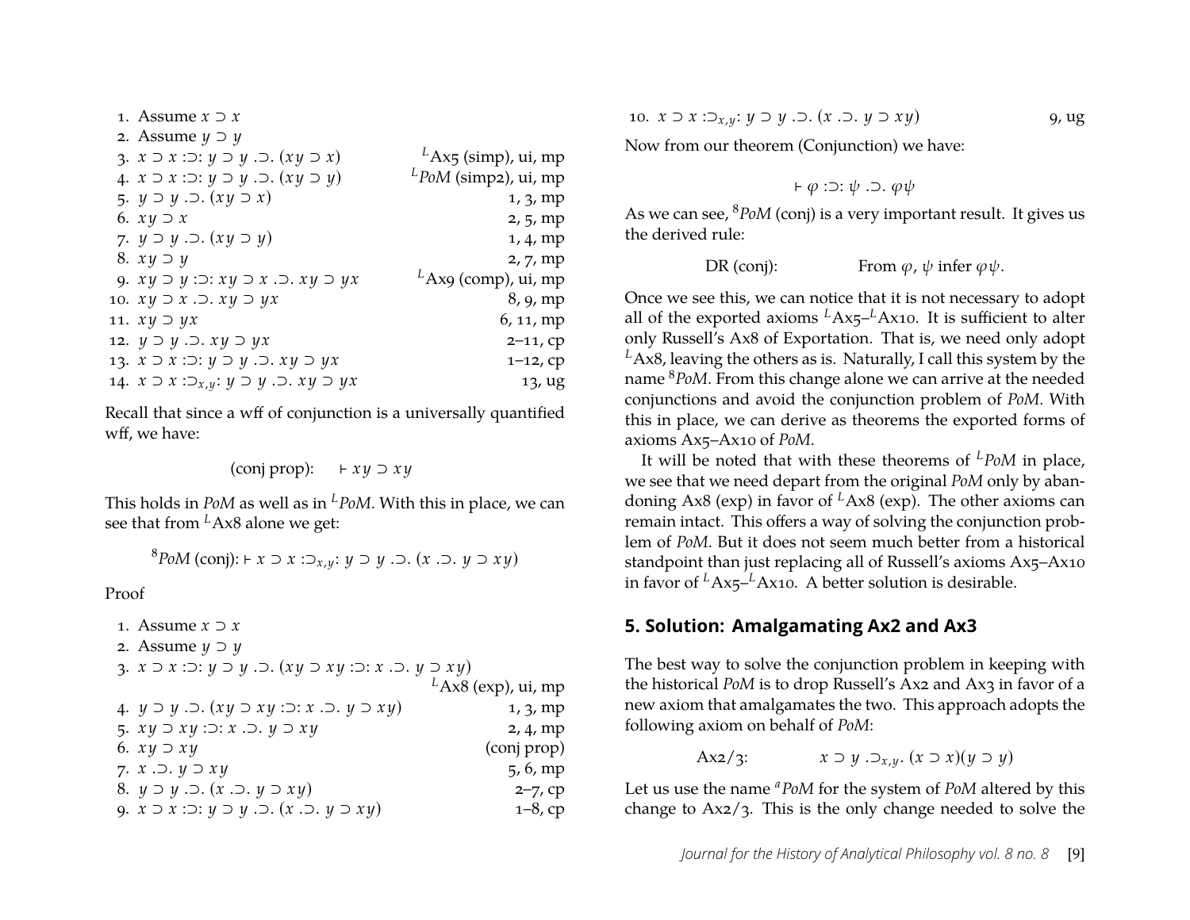1. Assume $x \supset x$
2. Assume $y \supset y$
3. $x \supset x :\supset: y \supset y .\supset. (xy \supset x)$ — ${}^{L}$Ax5 (simp), ui, mp
4. $x \supset x :\supset: y \supset y .\supset. (xy \supset y)$ — ${}^{L}$*PoM* (simp2), ui, mp
5. $y \supset y .\supset. (xy \supset x)$ — 1, 3, mp
6. $xy \supset x$ — 2, 5, mp
7. $y \supset y .\supset. (xy \supset y)$ — 1, 4, mp
8. $xy \supset y$ — 2, 7, mp
9. $xy \supset y :\supset: xy \supset x .\supset. xy \supset yx$ — ${}^{L}$Ax9 (comp), ui, mp
10. $xy \supset x .\supset. xy \supset yx$ — 8, 9, mp
11. $xy \supset yx$ — 6, 11, mp
12. $y \supset y .\supset. xy \supset yx$ — 2–11, cp
13. $x \supset x :\supset: y \supset y .\supset. xy \supset yx$ — 1–12, cp
14. $x \supset x :\supset_{x,y}: y \supset y .\supset. xy \supset yx$ — 13, ug

Recall that since a wff of conjunction is a universally quantified wff, we have:

$$\text{(conj prop):} \quad \vdash xy \supset xy$$

This holds in *PoM* as well as in ${}^{L}$*PoM*. With this in place, we can see that from ${}^{L}$Ax8 alone we get:

$$^{8}PoM\text{ (conj)}: \vdash x \supset x :\supset_{x,y}: y \supset y .\supset. (x .\supset. y \supset xy)$$

Proof

1. Assume $x \supset x$
2. Assume $y \supset y$
3. $x \supset x :\supset: y \supset y .\supset. (xy \supset xy :\supset: x .\supset. y \supset xy)$ — ${}^{L}$Ax8 (exp), ui, mp
4. $y \supset y .\supset. (xy \supset xy :\supset: x .\supset. y \supset xy)$ — 1, 3, mp
5. $xy \supset xy :\supset: x .\supset. y \supset xy$ — 2, 4, mp
6. $xy \supset xy$ — (conj prop)
7. $x .\supset. y \supset xy$ — 5, 6, mp
8. $y \supset y .\supset. (x .\supset. y \supset xy)$ — 2–7, cp
9. $x \supset x :\supset: y \supset y .\supset. (x .\supset. y \supset xy)$ — 1–8, cp
10. $x \supset x :\supset_{x,y}: y \supset y .\supset. (x .\supset. y \supset xy)$ — 9, ug

Now from our theorem (Conjunction) we have:

$$\vdash \varphi :\supset: \psi .\supset. \varphi\psi$$

As we can see, ${}^{8}$*PoM* (conj) is a very important result. It gives us the derived rule:

$$\text{DR (conj):} \qquad \text{From } \varphi,\ \psi \text{ infer } \varphi\psi.$$

Once we see this, we can notice that it is not necessary to adopt all of the exported axioms ${}^{L}$Ax5–${}^{L}$Ax10. It is sufficient to alter only Russell's Ax8 of Exportation. That is, we need only adopt ${}^{L}$Ax8, leaving the others as is. Naturally, I call this system by the name ${}^{8}$*PoM*. From this change alone we can arrive at the needed conjunctions and avoid the conjunction problem of *PoM*. With this in place, we can derive as theorems the exported forms of axioms Ax5–Ax10 of *PoM*.

It will be noted that with these theorems of ${}^{L}$*PoM* in place, we see that we need depart from the original *PoM* only by abandoning Ax8 (exp) in favor of ${}^{L}$Ax8 (exp). The other axioms can remain intact. This offers a way of solving the conjunction problem of *PoM*. But it does not seem much better from a historical standpoint than just replacing all of Russell's axioms Ax5–Ax10 in favor of ${}^{L}$Ax5–${}^{L}$Ax10. A better solution is desirable.

## 5. Solution: Amalgamating Ax2 and Ax3

The best way to solve the conjunction problem in keeping with the historical *PoM* is to drop Russell's Ax2 and Ax3 in favor of a new axiom that amalgamates the two. This approach adopts the following axiom on behalf of *PoM*:

$$\text{Ax2/3:} \qquad x \supset y .\supset_{x,y}. (x \supset x)(y \supset y)$$

Let us use the name ${}^{a}$*PoM* for the system of *PoM* altered by this change to Ax2/3. This is the only change needed to solve the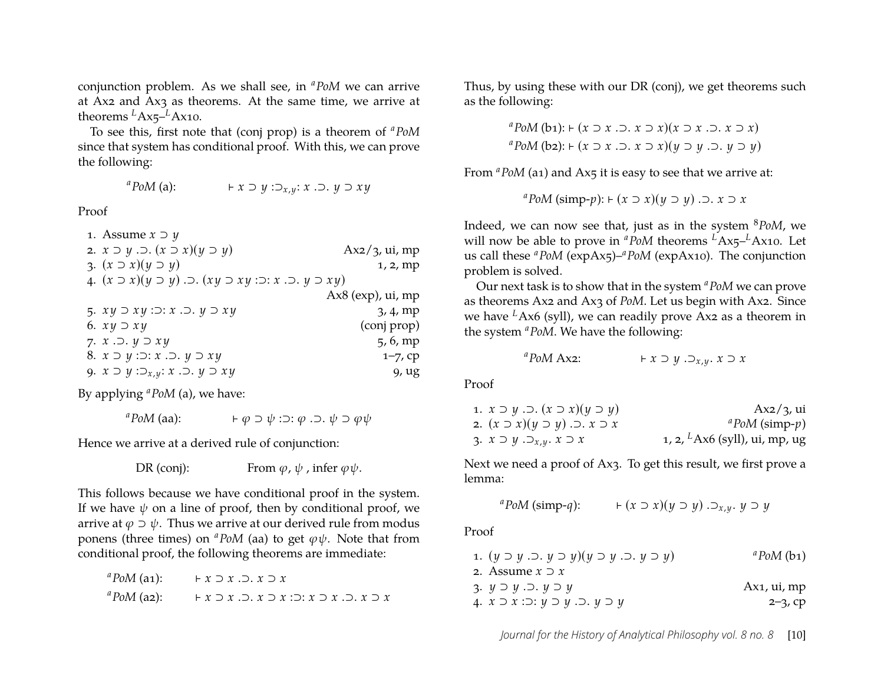conjunction problem. As we shall see, in ${}^{a}PoM$ we can arrive at Ax2 and Ax3 as theorems. At the same time, we arrive at theorems ${}^{L}$Ax5–${}^{L}$Ax10.

To see this, first note that (conj prop) is a theorem of ${}^{a}PoM$ since that system has conditional proof. With this, we can prove the following:

$$ {}^{a}PoM \text{ (a):} \qquad \vdash x \supset y :\supset_{x,y}: x .\supset. y \supset xy $$

Proof

| | | |
|---|---|---|
| 1. | Assume $x \supset y$ | |
| 2. | $x \supset y .\supset. (x \supset x)(y \supset y)$ | Ax2/3, ui, mp |
| 3. | $(x \supset x)(y \supset y)$ | 1, 2, mp |
| 4. | $(x \supset x)(y \supset y) .\supset. (xy \supset xy :\supset: x .\supset. y \supset xy)$ | Ax8 (exp), ui, mp |
| 5. | $xy \supset xy :\supset: x .\supset. y \supset xy$ | 3, 4, mp |
| 6. | $xy \supset xy$ | (conj prop) |
| 7. | $x .\supset. y \supset xy$ | 5, 6, mp |
| 8. | $x \supset y :\supset: x .\supset. y \supset xy$ | 1–7, cp |
| 9. | $x \supset y :\supset_{x,y}: x .\supset. y \supset xy$ | 9, ug |

By applying ${}^{a}PoM$ (a), we have:

$$ {}^{a}PoM \text{ (aa):} \qquad \vdash \varphi \supset \psi :\supset: \varphi .\supset. \psi \supset \varphi\psi $$

Hence we arrive at a derived rule of conjunction:

DR (conj): From $\varphi$, $\psi$ , infer $\varphi\psi$.

This follows because we have conditional proof in the system. If we have $\psi$ on a line of proof, then by conditional proof, we arrive at $\varphi \supset \psi$. Thus we arrive at our derived rule from modus ponens (three times) on ${}^{a}PoM$ (aa) to get $\varphi\psi$. Note that from conditional proof, the following theorems are immediate:

$$ {}^{a}PoM \text{ (a1):} \qquad \vdash x \supset x .\supset. x \supset x $$

$$ {}^{a}PoM \text{ (a2):} \qquad \vdash x \supset x .\supset. x \supset x :\supset: x \supset x .\supset. x \supset x $$

Thus, by using these with our DR (conj), we get theorems such as the following:

$$ {}^{a}PoM \text{ (b1):} \vdash (x \supset x .\supset. x \supset x)(x \supset x .\supset. x \supset x) $$

$$ {}^{a}PoM \text{ (b2):} \vdash (x \supset x .\supset. x \supset x)(y \supset y .\supset. y \supset y) $$

From ${}^{a}PoM$ (a1) and Ax5 it is easy to see that we arrive at:

$$ {}^{a}PoM \text{ (simp-}p\text{):} \vdash (x \supset x)(y \supset y) .\supset. x \supset x $$

Indeed, we can now see that, just as in the system ${}^{8}PoM$, we will now be able to prove in ${}^{a}PoM$ theorems ${}^{L}$Ax5–${}^{L}$Ax10. Let us call these ${}^{a}PoM$ (expAx5)–${}^{a}PoM$ (expAx10). The conjunction problem is solved.

Our next task is to show that in the system ${}^{a}PoM$ we can prove as theorems Ax2 and Ax3 of *PoM*. Let us begin with Ax2. Since we have ${}^{L}$Ax6 (syll), we can readily prove Ax2 as a theorem in the system ${}^{a}PoM$. We have the following:

$$ {}^{a}PoM \text{ Ax2:} \qquad \vdash x \supset y .\supset_{x,y}. x \supset x $$

Proof

| | | |
|---|---|---|
| 1. | $x \supset y .\supset. (x \supset x)(y \supset y)$ | Ax2/3, ui |
| 2. | $(x \supset x)(y \supset y) .\supset. x \supset x$ | ${}^{a}PoM$ (simp-$p$) |
| 3. | $x \supset y .\supset_{x,y}. x \supset x$ | 1, 2, ${}^{L}$Ax6 (syll), ui, mp, ug |

Next we need a proof of Ax3. To get this result, we first prove a lemma:

$$ {}^{a}PoM \text{ (simp-}q\text{):} \qquad \vdash (x \supset x)(y \supset y) .\supset_{x,y}. y \supset y $$

Proof

| | | |
|---|---|---|
| 1. | $(y \supset y .\supset. y \supset y)(y \supset y .\supset. y \supset y)$ | ${}^{a}PoM$ (b1) |
| 2. | Assume $x \supset x$ | |
| 3. | $y \supset y .\supset. y \supset y$ | Ax1, ui, mp |
| 4. | $x \supset x :\supset: y \supset y .\supset. y \supset y$ | 2–3, cp |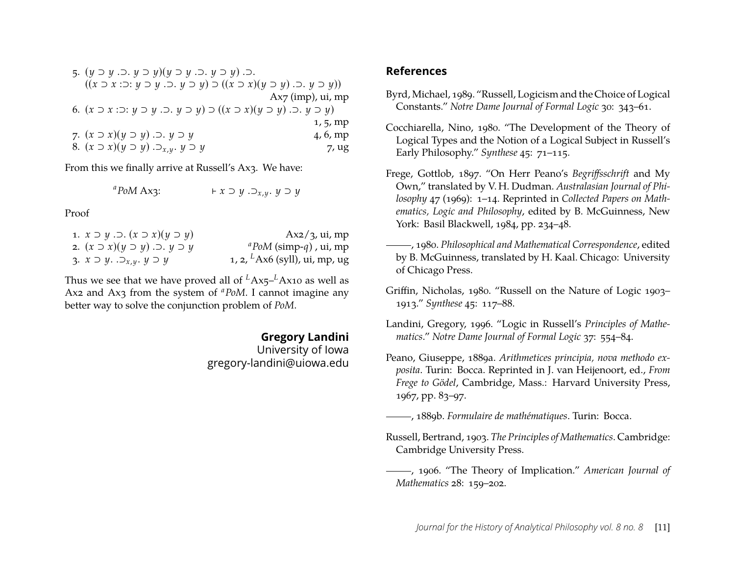5. $(y \supset y .\supset. y \supset y)(y \supset y .\supset. y \supset y) .\supset.$
   $((x \supset x :\supset: y \supset y .\supset. y \supset y) \supset ((x \supset x)(y \supset y) .\supset. y \supset y))$ — Ax7 (imp), ui, mp
6. $(x \supset x :\supset: y \supset y .\supset. y \supset y) \supset ((x \supset x)(y \supset y) .\supset. y \supset y)$ — 1, 5, mp
7. $(x \supset x)(y \supset y) .\supset. y \supset y$ — 4, 6, mp
8. $(x \supset x)(y \supset y) .\supset_{x,y}. y \supset y$ — 7, ug

From this we finally arrive at Russell's Ax3. We have:

$^{a}$*PoM* Ax3: $\vdash x \supset y .\supset_{x,y}. y \supset y$

Proof

1. $x \supset y .\supset. (x \supset x)(y \supset y)$ — Ax2/3, ui, mp
2. $(x \supset x)(y \supset y) .\supset. y \supset y$ — $^{a}$*PoM* (simp-$q$), ui, mp
3. $x \supset y. .\supset_{x,y}. y \supset y$ — 1, 2, $^{L}$Ax6 (syll), ui, mp, ug

Thus we see that we have proved all of $^{L}$Ax5–$^{L}$Ax10 as well as Ax2 and Ax3 from the system of $^{a}$*PoM*. I cannot imagine any better way to solve the conjunction problem of *PoM*.

**Gregory Landini**
University of Iowa
gregory-landini@uiowa.edu

## References

Byrd, Michael, 1989. "Russell, Logicism and the Choice of Logical Constants." *Notre Dame Journal of Formal Logic* 30: 343–61.

Cocchiarella, Nino, 1980. "The Development of the Theory of Logical Types and the Notion of a Logical Subject in Russell's Early Philosophy." *Synthese* 45: 71–115.

Frege, Gottlob, 1897. "On Herr Peano's *Begriffsschrift* and My Own," translated by V. H. Dudman. *Australasian Journal of Philosophy* 47 (1969): 1–14. Reprinted in *Collected Papers on Mathematics, Logic and Philosophy*, edited by B. McGuinness, New York: Basil Blackwell, 1984, pp. 234–48.

———, 1980. *Philosophical and Mathematical Correspondence*, edited by B. McGuinness, translated by H. Kaal. Chicago: University of Chicago Press.

Griffin, Nicholas, 1980. "Russell on the Nature of Logic 1903–1913." *Synthese* 45: 117–88.

Landini, Gregory, 1996. "Logic in Russell's *Principles of Mathematics*." *Notre Dame Journal of Formal Logic* 37: 554–84.

Peano, Giuseppe, 1889a. *Arithmetices principia, nova methodo exposita*. Turin: Bocca. Reprinted in J. van Heijenoort, ed., *From Frege to Gödel*, Cambridge, Mass.: Harvard University Press, 1967, pp. 83–97.

———, 1889b. *Formulaire de mathématiques*. Turin: Bocca.

Russell, Bertrand, 1903. *The Principles of Mathematics*. Cambridge: Cambridge University Press.

———, 1906. "The Theory of Implication." *American Journal of Mathematics* 28: 159–202.